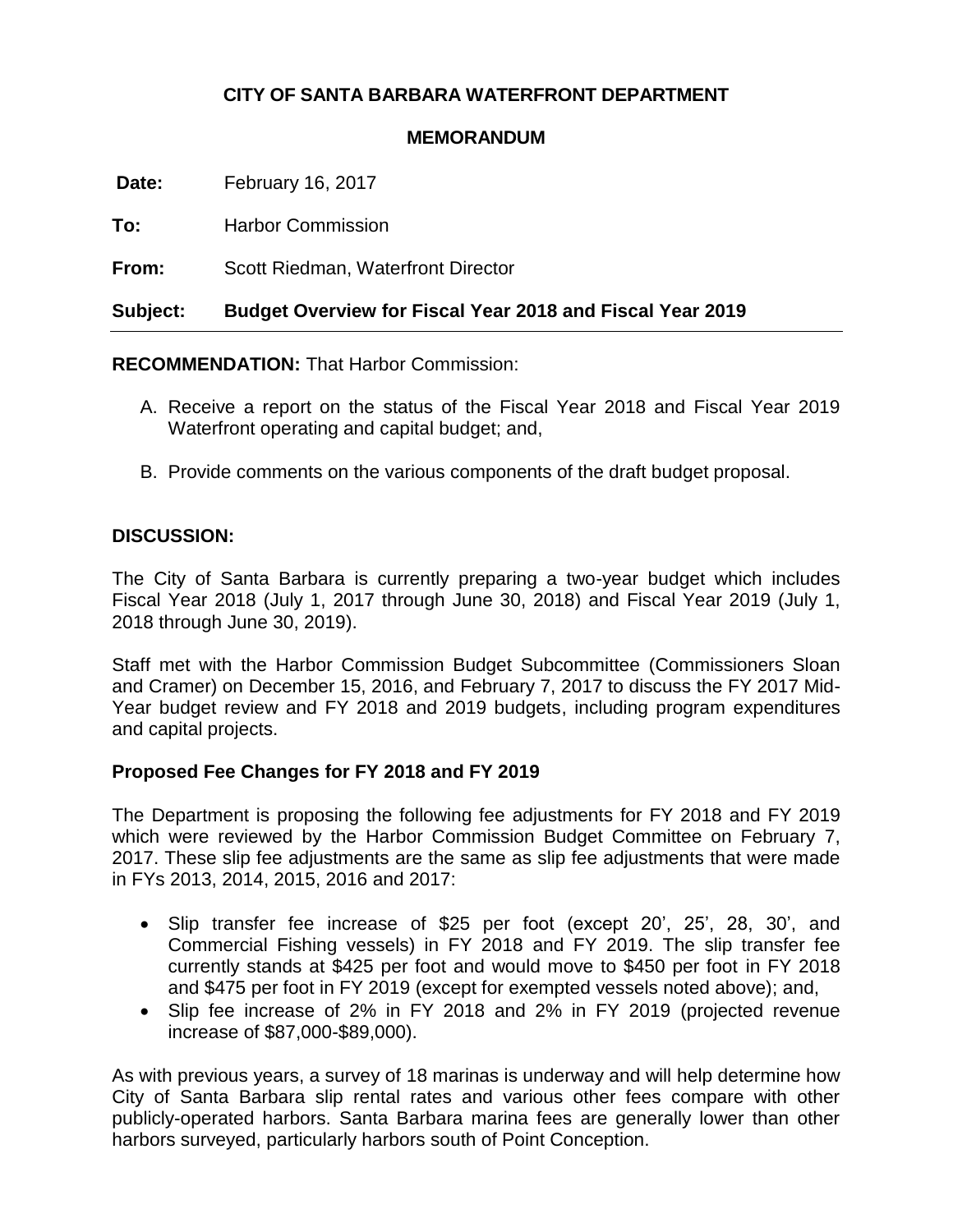**CITY OF SANTA BARBARA WATERFRONT DEPARTMENT**

**MEMORANDUM**

**Date:** February 16, 2017

**To:** Harbor Commission

**From:** Scott Riedman, Waterfront Director

**Subject: Budget Overview for Fiscal Year 2018 and Fiscal Year 2019**

---

**RECOMMENDATION:** That Harbor Commission:

A. Receive a report on the status of the Fiscal Year 2018 and Fiscal Year 2019 Waterfront operating and capital budget; and,

B. Provide comments on the various components of the draft budget proposal.

**DISCUSSION:**

The City of Santa Barbara is currently preparing a two-year budget which includes Fiscal Year 2018 (July 1, 2017 through June 30, 2018) and Fiscal Year 2019 (July 1, 2018 through June 30, 2019).

Staff met with the Harbor Commission Budget Subcommittee (Commissioners Sloan and Cramer) on December 15, 2016, and February 7, 2017 to discuss the FY 2017 Mid-Year budget review and FY 2018 and 2019 budgets, including program expenditures and capital projects.

**Proposed Fee Changes for FY 2018 and FY 2019**

The Department is proposing the following fee adjustments for FY 2018 and FY 2019 which were reviewed by the Harbor Commission Budget Committee on February 7, 2017. These slip fee adjustments are the same as slip fee adjustments that were made in FYs 2013, 2014, 2015, 2016 and 2017:

- Slip transfer fee increase of $25 per foot (except 20', 25', 28, 30', and Commercial Fishing vessels) in FY 2018 and FY 2019. The slip transfer fee currently stands at $425 per foot and would move to $450 per foot in FY 2018 and $475 per foot in FY 2019 (except for exempted vessels noted above); and,
- Slip fee increase of 2% in FY 2018 and 2% in FY 2019 (projected revenue increase of $87,000-$89,000).

As with previous years, a survey of 18 marinas is underway and will help determine how City of Santa Barbara slip rental rates and various other fees compare with other publicly-operated harbors. Santa Barbara marina fees are generally lower than other harbors surveyed, particularly harbors south of Point Conception.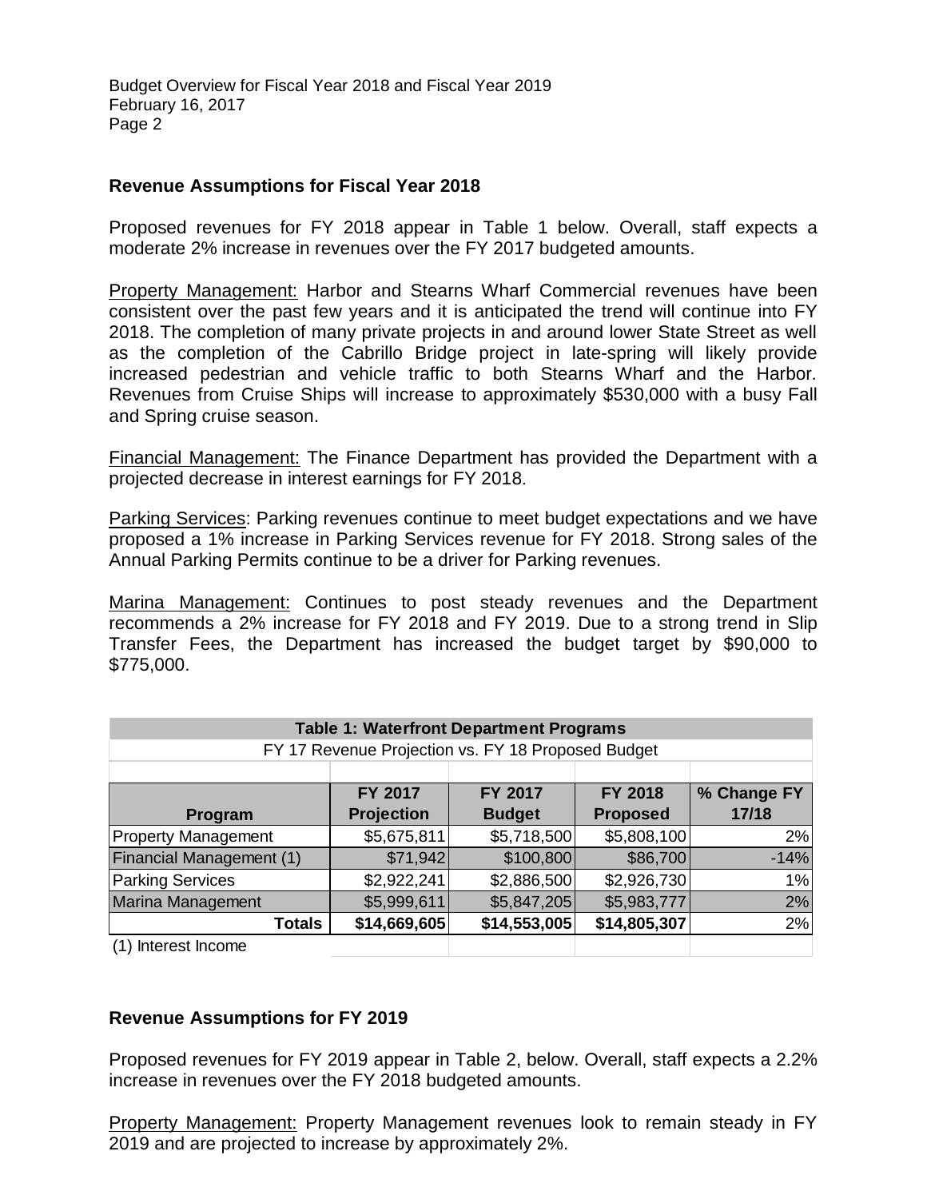## Revenue Assumptions for Fiscal Year 2018

Proposed revenues for FY 2018 appear in Table 1 below. Overall, staff expects a moderate 2% increase in revenues over the FY 2017 budgeted amounts.

Property Management: Harbor and Stearns Wharf Commercial revenues have been consistent over the past few years and it is anticipated the trend will continue into FY 2018. The completion of many private projects in and around lower State Street as well as the completion of the Cabrillo Bridge project in late-spring will likely provide increased pedestrian and vehicle traffic to both Stearns Wharf and the Harbor. Revenues from Cruise Ships will increase to approximately $530,000 with a busy Fall and Spring cruise season.

Financial Management: The Finance Department has provided the Department with a projected decrease in interest earnings for FY 2018.

Parking Services: Parking revenues continue to meet budget expectations and we have proposed a 1% increase in Parking Services revenue for FY 2018. Strong sales of the Annual Parking Permits continue to be a driver for Parking revenues.

Marina Management: Continues to post steady revenues and the Department recommends a 2% increase for FY 2018 and FY 2019. Due to a strong trend in Slip Transfer Fees, the Department has increased the budget target by $90,000 to $775,000.

**Table 1: Waterfront Department Programs**

FY 17 Revenue Projection vs. FY 18 Proposed Budget

| Program | FY 2017 Projection | FY 2017 Budget | FY 2018 Proposed | % Change FY 17/18 |
|---|---|---|---|---|
| Property Management | $5,675,811 | $5,718,500 | $5,808,100 | 2% |
| Financial Management (1) | $71,942 | $100,800 | $86,700 | -14% |
| Parking Services | $2,922,241 | $2,886,500 | $2,926,730 | 1% |
| Marina Management | $5,999,611 | $5,847,205 | $5,983,777 | 2% |
| **Totals** | **$14,669,605** | **$14,553,005** | **$14,805,307** | 2% |

(1) Interest Income

## Revenue Assumptions for FY 2019

Proposed revenues for FY 2019 appear in Table 2, below. Overall, staff expects a 2.2% increase in revenues over the FY 2018 budgeted amounts.

Property Management: Property Management revenues look to remain steady in FY 2019 and are projected to increase by approximately 2%.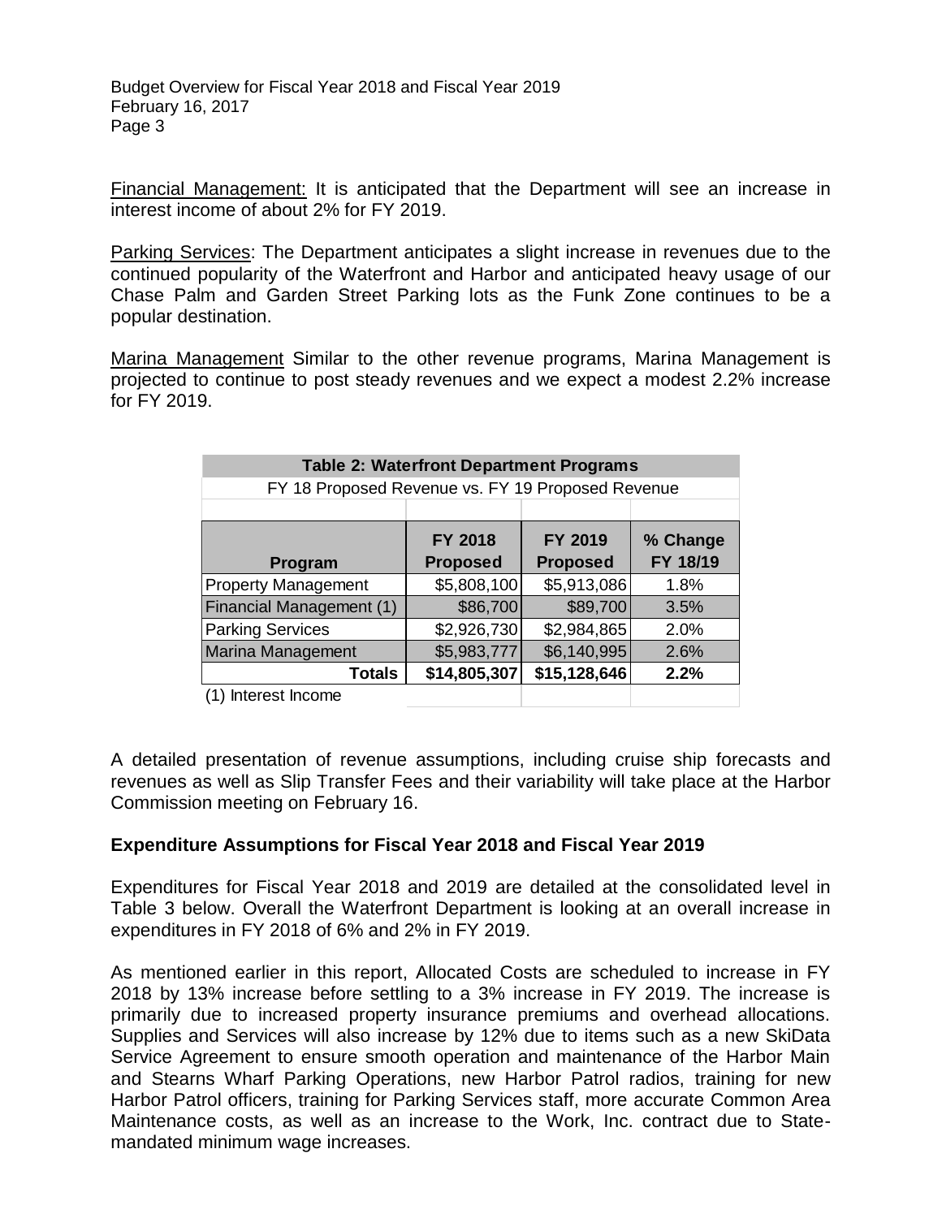Financial Management: It is anticipated that the Department will see an increase in interest income of about 2% for FY 2019.

Parking Services: The Department anticipates a slight increase in revenues due to the continued popularity of the Waterfront and Harbor and anticipated heavy usage of our Chase Palm and Garden Street Parking lots as the Funk Zone continues to be a popular destination.

Marina Management Similar to the other revenue programs, Marina Management is projected to continue to post steady revenues and we expect a modest 2.2% increase for FY 2019.

**Table 2: Waterfront Department Programs**

FY 18 Proposed Revenue vs. FY 19 Proposed Revenue

| Program | FY 2018 Proposed | FY 2019 Proposed | % Change FY 18/19 |
|---|---|---|---|
| Property Management | $5,808,100 | $5,913,086 | 1.8% |
| Financial Management (1) | $86,700 | $89,700 | 3.5% |
| Parking Services | $2,926,730 | $2,984,865 | 2.0% |
| Marina Management | $5,983,777 | $6,140,995 | 2.6% |
| **Totals** | **$14,805,307** | **$15,128,646** | **2.2%** |

(1) Interest Income

A detailed presentation of revenue assumptions, including cruise ship forecasts and revenues as well as Slip Transfer Fees and their variability will take place at the Harbor Commission meeting on February 16.

**Expenditure Assumptions for Fiscal Year 2018 and Fiscal Year 2019**

Expenditures for Fiscal Year 2018 and 2019 are detailed at the consolidated level in Table 3 below. Overall the Waterfront Department is looking at an overall increase in expenditures in FY 2018 of 6% and 2% in FY 2019.

As mentioned earlier in this report, Allocated Costs are scheduled to increase in FY 2018 by 13% increase before settling to a 3% increase in FY 2019. The increase is primarily due to increased property insurance premiums and overhead allocations. Supplies and Services will also increase by 12% due to items such as a new SkiData Service Agreement to ensure smooth operation and maintenance of the Harbor Main and Stearns Wharf Parking Operations, new Harbor Patrol radios, training for new Harbor Patrol officers, training for Parking Services staff, more accurate Common Area Maintenance costs, as well as an increase to the Work, Inc. contract due to State-mandated minimum wage increases.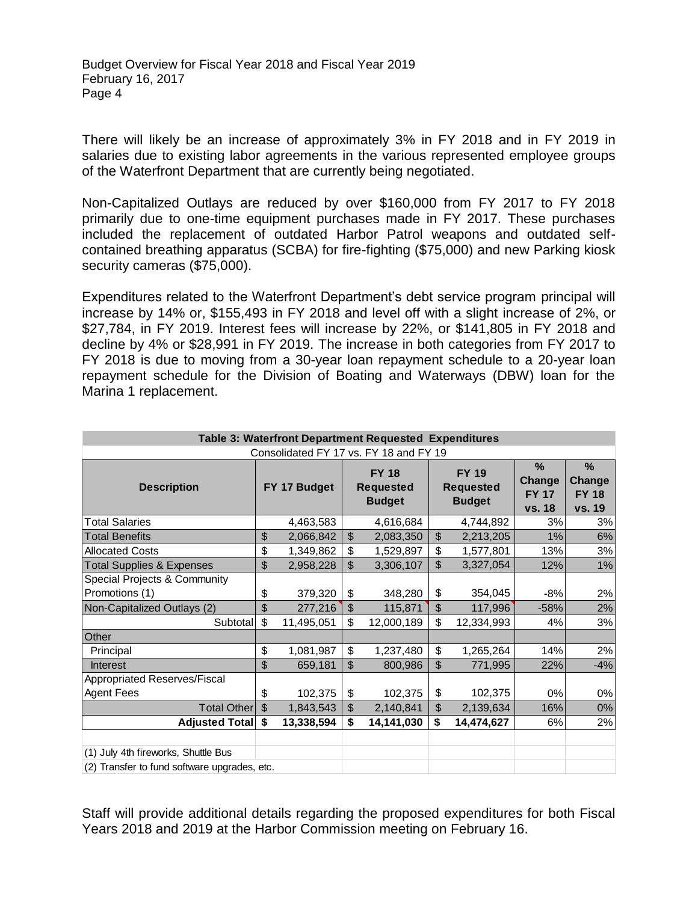There will likely be an increase of approximately 3% in FY 2018 and in FY 2019 in salaries due to existing labor agreements in the various represented employee groups of the Waterfront Department that are currently being negotiated.

Non-Capitalized Outlays are reduced by over $160,000 from FY 2017 to FY 2018 primarily due to one-time equipment purchases made in FY 2017. These purchases included the replacement of outdated Harbor Patrol weapons and outdated self-contained breathing apparatus (SCBA) for fire-fighting ($75,000) and new Parking kiosk security cameras ($75,000).

Expenditures related to the Waterfront Department's debt service program principal will increase by 14% or, $155,493 in FY 2018 and level off with a slight increase of 2%, or $27,784, in FY 2019. Interest fees will increase by 22%, or $141,805 in FY 2018 and decline by 4% or $28,991 in FY 2019. The increase in both categories from FY 2017 to FY 2018 is due to moving from a 30-year loan repayment schedule to a 20-year loan repayment schedule for the Division of Boating and Waterways (DBW) loan for the Marina 1 replacement.

**Table 3: Waterfront Department Requested Expenditures**

Consolidated FY 17 vs. FY 18 and FY 19

| Description | FY 17 Budget | FY 18 Requested Budget | FY 19 Requested Budget | % Change FY 17 vs. 18 | % Change FY 18 vs. 19 |
|---|---|---|---|---|---|
| Total Salaries | 4,463,583 | 4,616,684 | 4,744,892 | 3% | 3% |
| Total Benefits | $ 2,066,842 | $ 2,083,350 | $ 2,213,205 | 1% | 6% |
| Allocated Costs | $ 1,349,862 | $ 1,529,897 | $ 1,577,801 | 13% | 3% |
| Total Supplies & Expenses | $ 2,958,228 | $ 3,306,107 | $ 3,327,054 | 12% | 1% |
| Special Projects & Community Promotions (1) | $ 379,320 | $ 348,280 | $ 354,045 | -8% | 2% |
| Non-Capitalized Outlays (2) | $ 277,216 | $ 115,871 | $ 117,996 | -58% | 2% |
| Subtotal | $ 11,495,051 | $ 12,000,189 | $ 12,334,993 | 4% | 3% |
| Other | | | | | |
| Principal | $ 1,081,987 | $ 1,237,480 | $ 1,265,264 | 14% | 2% |
| Interest | $ 659,181 | $ 800,986 | $ 771,995 | 22% | -4% |
| Appropriated Reserves/Fiscal Agent Fees | $ 102,375 | $ 102,375 | $ 102,375 | 0% | 0% |
| Total Other | $ 1,843,543 | $ 2,140,841 | $ 2,139,634 | 16% | 0% |
| **Adjusted Total** | **$ 13,338,594** | **$ 14,141,030** | **$ 14,474,627** | 6% | 2% |

(1) July 4th fireworks, Shuttle Bus

(2) Transfer to fund software upgrades, etc.

Staff will provide additional details regarding the proposed expenditures for both Fiscal Years 2018 and 2019 at the Harbor Commission meeting on February 16.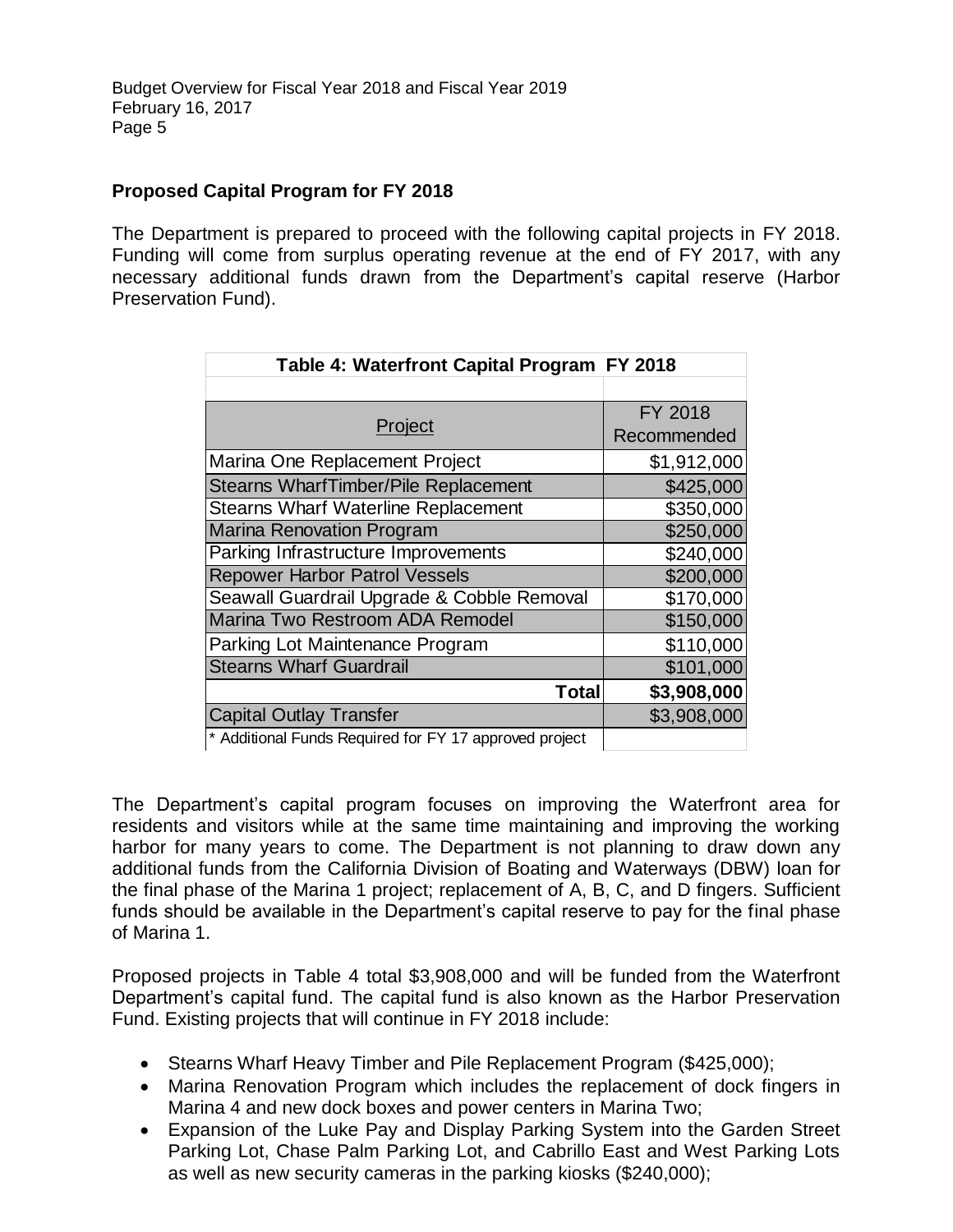## Proposed Capital Program for FY 2018

The Department is prepared to proceed with the following capital projects in FY 2018. Funding will come from surplus operating revenue at the end of FY 2017, with any necessary additional funds drawn from the Department's capital reserve (Harbor Preservation Fund).

**Table 4: Waterfront Capital Program FY 2018**

| Project | FY 2018 Recommended |
|---|---|
| Marina One Replacement Project | $1,912,000 |
| Stearns WharfTimber/Pile Replacement | $425,000 |
| Stearns Wharf Waterline Replacement | $350,000 |
| Marina Renovation Program | $250,000 |
| Parking Infrastructure Improvements | $240,000 |
| Repower Harbor Patrol Vessels | $200,000 |
| Seawall Guardrail Upgrade & Cobble Removal | $170,000 |
| Marina Two Restroom ADA Remodel | $150,000 |
| Parking Lot Maintenance Program | $110,000 |
| Stearns Wharf Guardrail | $101,000 |
| **Total** | **$3,908,000** |
| Capital Outlay Transfer | $3,908,000 |
| * Additional Funds Required for FY 17 approved project | |

The Department's capital program focuses on improving the Waterfront area for residents and visitors while at the same time maintaining and improving the working harbor for many years to come. The Department is not planning to draw down any additional funds from the California Division of Boating and Waterways (DBW) loan for the final phase of the Marina 1 project; replacement of A, B, C, and D fingers. Sufficient funds should be available in the Department's capital reserve to pay for the final phase of Marina 1.

Proposed projects in Table 4 total $3,908,000 and will be funded from the Waterfront Department's capital fund. The capital fund is also known as the Harbor Preservation Fund. Existing projects that will continue in FY 2018 include:

- Stearns Wharf Heavy Timber and Pile Replacement Program ($425,000);
- Marina Renovation Program which includes the replacement of dock fingers in Marina 4 and new dock boxes and power centers in Marina Two;
- Expansion of the Luke Pay and Display Parking System into the Garden Street Parking Lot, Chase Palm Parking Lot, and Cabrillo East and West Parking Lots as well as new security cameras in the parking kiosks ($240,000);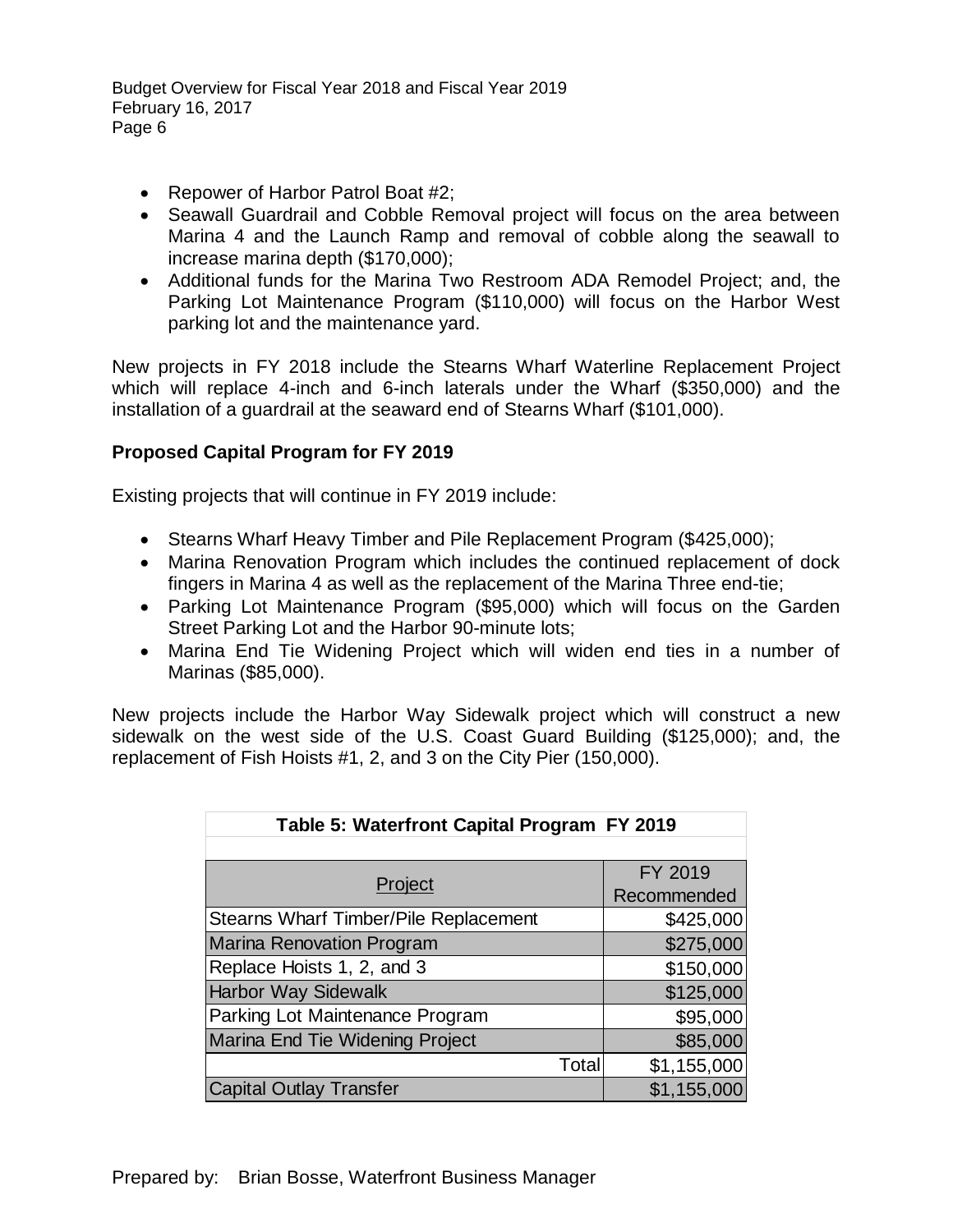- Repower of Harbor Patrol Boat #2;
- Seawall Guardrail and Cobble Removal project will focus on the area between Marina 4 and the Launch Ramp and removal of cobble along the seawall to increase marina depth ($170,000);
- Additional funds for the Marina Two Restroom ADA Remodel Project; and, the Parking Lot Maintenance Program ($110,000) will focus on the Harbor West parking lot and the maintenance yard.

New projects in FY 2018 include the Stearns Wharf Waterline Replacement Project which will replace 4-inch and 6-inch laterals under the Wharf ($350,000) and the installation of a guardrail at the seaward end of Stearns Wharf ($101,000).

**Proposed Capital Program for FY 2019**

Existing projects that will continue in FY 2019 include:

- Stearns Wharf Heavy Timber and Pile Replacement Program ($425,000);
- Marina Renovation Program which includes the continued replacement of dock fingers in Marina 4 as well as the replacement of the Marina Three end-tie;
- Parking Lot Maintenance Program ($95,000) which will focus on the Garden Street Parking Lot and the Harbor 90-minute lots;
- Marina End Tie Widening Project which will widen end ties in a number of Marinas ($85,000).

New projects include the Harbor Way Sidewalk project which will construct a new sidewalk on the west side of the U.S. Coast Guard Building ($125,000); and, the replacement of Fish Hoists #1, 2, and 3 on the City Pier (150,000).

**Table 5: Waterfront Capital Program FY 2019**

| Project | FY 2019 Recommended |
|---|---:|
| Stearns Wharf Timber/Pile Replacement | $425,000 |
| Marina Renovation Program | $275,000 |
| Replace Hoists 1, 2, and 3 | $150,000 |
| Harbor Way Sidewalk | $125,000 |
| Parking Lot Maintenance Program | $95,000 |
| Marina End Tie Widening Project | $85,000 |
| Total | $1,155,000 |
| Capital Outlay Transfer | $1,155,000 |

Prepared by: Brian Bosse, Waterfront Business Manager